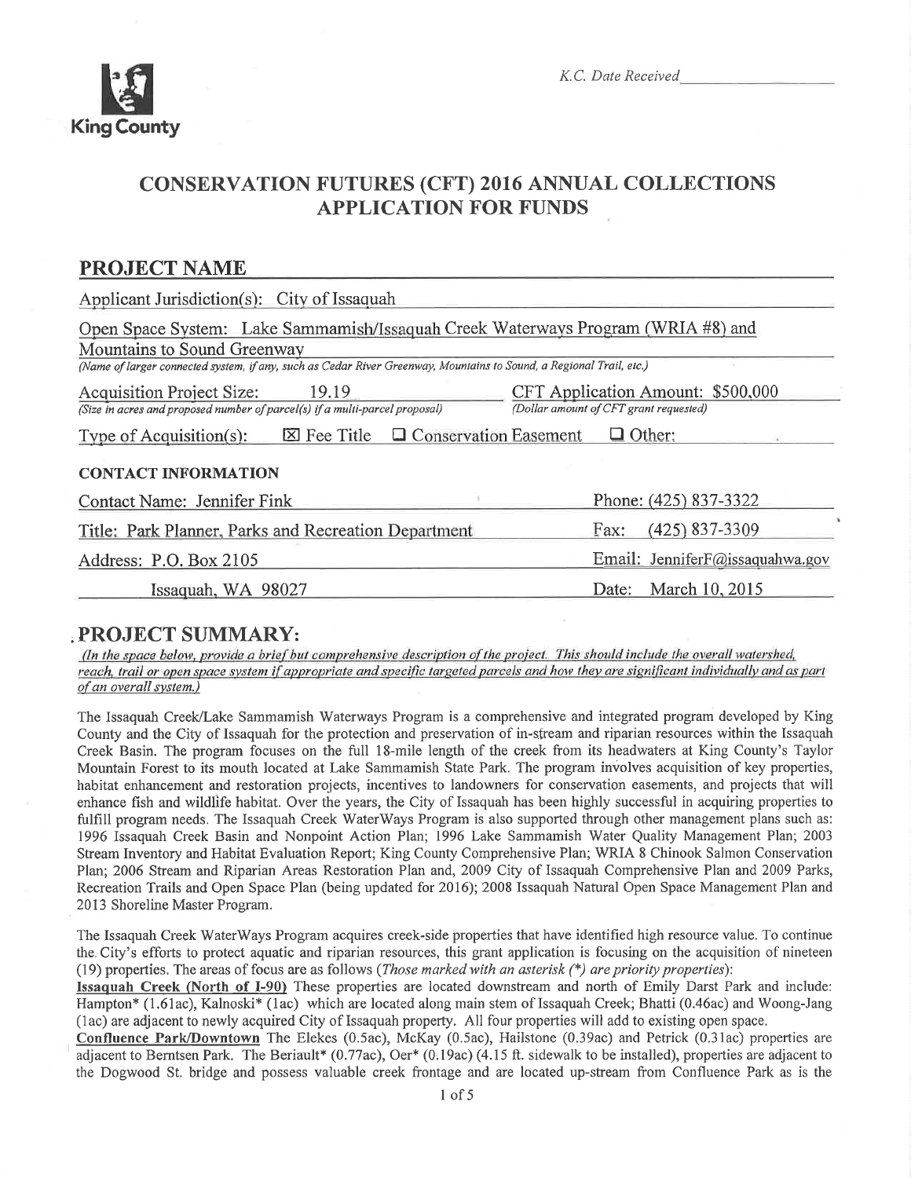King County

*K.C. Date Received* ___________

# CONSERVATION FUTURES (CFT) 2016 ANNUAL COLLECTIONS APPLICATION FOR FUNDS

## PROJECT NAME

Applicant Jurisdiction(s): City of Issaquah

Open Space System: Lake Sammamish/Issaquah Creek Waterways Program (WRIA #8) and Mountains to Sound Greenway
*(Name of larger connected system, if any, such as Cedar River Greenway, Mountains to Sound, a Regional Trail, etc.)*

Acquisition Project Size: 19.19
*(Size in acres and proposed number of parcel(s) if a multi-parcel proposal)*

CFT Application Amount: $500,000
*(Dollar amount of CFT grant requested)*

Type of Acquisition(s): ☒ Fee Title ☐ Conservation Easement ☐ Other:

### CONTACT INFORMATION

Contact Name: Jennifer Fink

Phone: (425) 837-3322

Title: Park Planner, Parks and Recreation Department

Fax: (425) 837-3309

Address: P.O. Box 2105
Issaquah, WA 98027

Email: JenniferF@issaquahwa.gov

Date: March 10, 2015

## PROJECT SUMMARY:

*(In the space below, provide a brief but comprehensive description of the project. This should include the overall watershed, reach, trail or open space system if appropriate and specific targeted parcels and how they are significant individually and as part of an overall system.)*

The Issaquah Creek/Lake Sammamish Waterways Program is a comprehensive and integrated program developed by King County and the City of Issaquah for the protection and preservation of in-stream and riparian resources within the Issaquah Creek Basin. The program focuses on the full 18-mile length of the creek from its headwaters at King County's Taylor Mountain Forest to its mouth located at Lake Sammamish State Park. The program involves acquisition of key properties, habitat enhancement and restoration projects, incentives to landowners for conservation easements, and projects that will enhance fish and wildlife habitat. Over the years, the City of Issaquah has been highly successful in acquiring properties to fulfill program needs. The Issaquah Creek WaterWays Program is also supported through other management plans such as: 1996 Issaquah Creek Basin and Nonpoint Action Plan; 1996 Lake Sammamish Water Quality Management Plan; 2003 Stream Inventory and Habitat Evaluation Report; King County Comprehensive Plan; WRIA 8 Chinook Salmon Conservation Plan; 2006 Stream and Riparian Areas Restoration Plan and, 2009 City of Issaquah Comprehensive Plan and 2009 Parks, Recreation Trails and Open Space Plan (being updated for 2016); 2008 Issaquah Natural Open Space Management Plan and 2013 Shoreline Master Program.

The Issaquah Creek WaterWays Program acquires creek-side properties that have identified high resource value. To continue the City's efforts to protect aquatic and riparian resources, this grant application is focusing on the acquisition of nineteen (19) properties. The areas of focus are as follows *(Those marked with an asterisk (*) are priority properties)*:

**Issaquah Creek (North of I-90)** These properties are located downstream and north of Emily Darst Park and include: Hampton* (1.61ac), Kalnoski* (1ac) which are located along main stem of Issaquah Creek; Bhatti (0.46ac) and Woong-Jang (1ac) are adjacent to newly acquired City of Issaquah property. All four properties will add to existing open space.

**Confluence Park/Downtown** The Elekes (0.5ac), McKay (0.5ac), Hailstone (0.39ac) and Petrick (0.31ac) properties are adjacent to Berntsen Park. The Beriault* (0.77ac), Oer* (0.19ac) (4.15 ft. sidewalk to be installed), properties are adjacent to the Dogwood St. bridge and possess valuable creek frontage and are located up-stream from Confluence Park as is the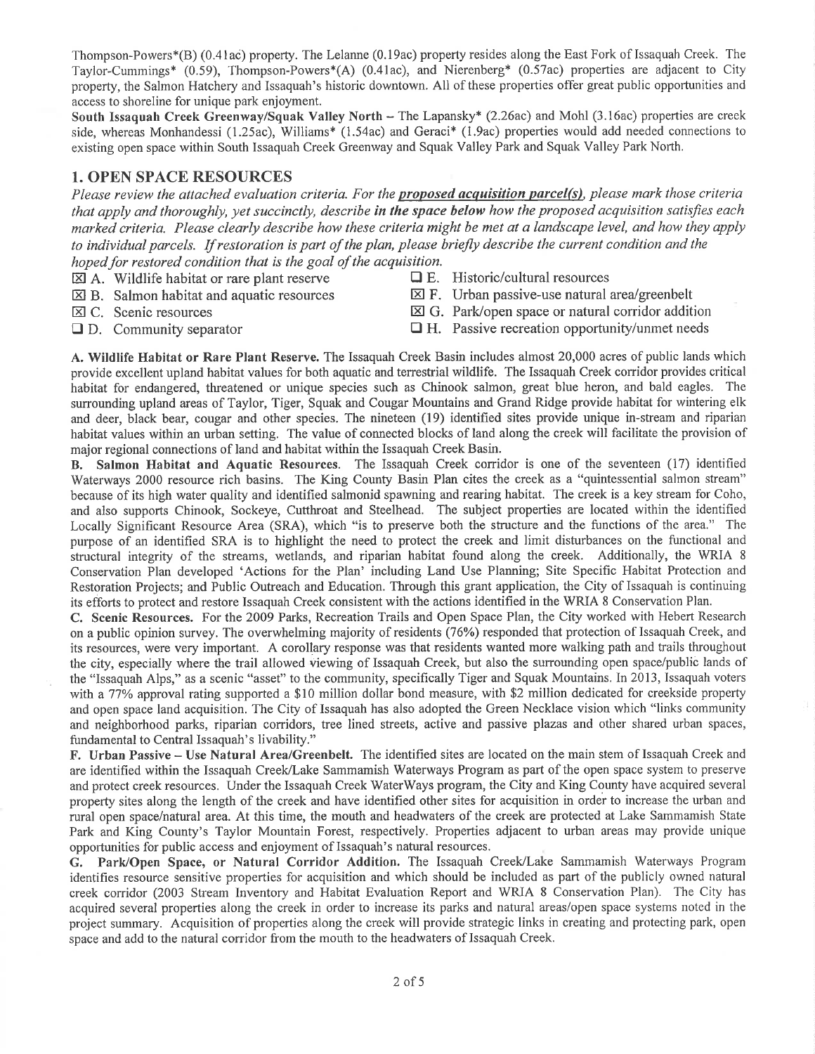Thompson-Powers*(B) (0.41ac) property. The Lelanne (0.19ac) property resides along the East Fork of Issaquah Creek. The Taylor-Cummings* (0.59), Thompson-Powers*(A) (0.41ac), and Nierenberg* (0.57ac) properties are adjacent to City property, the Salmon Hatchery and Issaquah's historic downtown. All of these properties offer great public opportunities and access to shoreline for unique park enjoyment.

**South Issaquah Creek Greenway/Squak Valley North** – The Lapansky* (2.26ac) and Mohl (3.16ac) properties are creek side, whereas Monhandessi (1.25ac), Williams* (1.54ac) and Geraci* (1.9ac) properties would add needed connections to existing open space within South Issaquah Creek Greenway and Squak Valley Park and Squak Valley Park North.

## 1. OPEN SPACE RESOURCES

*Please review the attached evaluation criteria. For the* ***proposed acquisition parcel(s)****, please mark those criteria that apply and thoroughly, yet succinctly, describe* ***in the space below*** *how the proposed acquisition satisfies each marked criteria. Please clearly describe how these criteria might be met at a landscape level, and how they apply to individual parcels. If restoration is part of the plan, please briefly describe the current condition and the hoped for restored condition that is the goal of the acquisition.*

- ☒ A. Wildlife habitat or rare plant reserve
- ☒ B. Salmon habitat and aquatic resources
- ☒ C. Scenic resources
- ☐ D. Community separator
- ☐ E. Historic/cultural resources
- ☒ F. Urban passive-use natural area/greenbelt
- ☒ G. Park/open space or natural corridor addition
- ☐ H. Passive recreation opportunity/unmet needs

**A. Wildlife Habitat or Rare Plant Reserve.** The Issaquah Creek Basin includes almost 20,000 acres of public lands which provide excellent upland habitat values for both aquatic and terrestrial wildlife. The Issaquah Creek corridor provides critical habitat for endangered, threatened or unique species such as Chinook salmon, great blue heron, and bald eagles. The surrounding upland areas of Taylor, Tiger, Squak and Cougar Mountains and Grand Ridge provide habitat for wintering elk and deer, black bear, cougar and other species. The nineteen (19) identified sites provide unique in-stream and riparian habitat values within an urban setting. The value of connected blocks of land along the creek will facilitate the provision of major regional connections of land and habitat within the Issaquah Creek Basin.

**B. Salmon Habitat and Aquatic Resources**. The Issaquah Creek corridor is one of the seventeen (17) identified Waterways 2000 resource rich basins. The King County Basin Plan cites the creek as a "quintessential salmon stream" because of its high water quality and identified salmonid spawning and rearing habitat. The creek is a key stream for Coho, and also supports Chinook, Sockeye, Cutthroat and Steelhead. The subject properties are located within the identified Locally Significant Resource Area (SRA), which "is to preserve both the structure and the functions of the area." The purpose of an identified SRA is to highlight the need to protect the creek and limit disturbances on the functional and structural integrity of the streams, wetlands, and riparian habitat found along the creek. Additionally, the WRIA 8 Conservation Plan developed 'Actions for the Plan' including Land Use Planning; Site Specific Habitat Protection and Restoration Projects; and Public Outreach and Education. Through this grant application, the City of Issaquah is continuing its efforts to protect and restore Issaquah Creek consistent with the actions identified in the WRIA 8 Conservation Plan.

**C. Scenic Resources.** For the 2009 Parks, Recreation Trails and Open Space Plan, the City worked with Hebert Research on a public opinion survey. The overwhelming majority of residents (76%) responded that protection of Issaquah Creek, and its resources, were very important. A corollary response was that residents wanted more walking path and trails throughout the city, especially where the trail allowed viewing of Issaquah Creek, but also the surrounding open space/public lands of the "Issaquah Alps," as a scenic "asset" to the community, specifically Tiger and Squak Mountains. In 2013, Issaquah voters with a 77% approval rating supported a $10 million dollar bond measure, with $2 million dedicated for creekside property and open space land acquisition. The City of Issaquah has also adopted the Green Necklace vision which "links community and neighborhood parks, riparian corridors, tree lined streets, active and passive plazas and other shared urban spaces, fundamental to Central Issaquah's livability."

**F. Urban Passive – Use Natural Area/Greenbelt.** The identified sites are located on the main stem of Issaquah Creek and are identified within the Issaquah Creek/Lake Sammamish Waterways Program as part of the open space system to preserve and protect creek resources. Under the Issaquah Creek WaterWays program, the City and King County have acquired several property sites along the length of the creek and have identified other sites for acquisition in order to increase the urban and rural open space/natural area. At this time, the mouth and headwaters of the creek are protected at Lake Sammamish State Park and King County's Taylor Mountain Forest, respectively. Properties adjacent to urban areas may provide unique opportunities for public access and enjoyment of Issaquah's natural resources.

**G. Park/Open Space, or Natural Corridor Addition.** The Issaquah Creek/Lake Sammamish Waterways Program identifies resource sensitive properties for acquisition and which should be included as part of the publicly owned natural creek corridor (2003 Stream Inventory and Habitat Evaluation Report and WRIA 8 Conservation Plan). The City has acquired several properties along the creek in order to increase its parks and natural areas/open space systems noted in the project summary. Acquisition of properties along the creek will provide strategic links in creating and protecting park, open space and add to the natural corridor from the mouth to the headwaters of Issaquah Creek.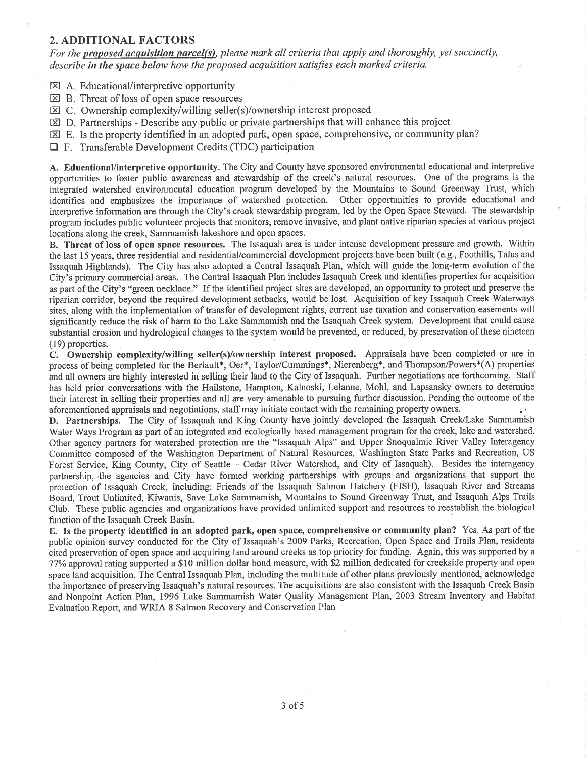## 2. ADDITIONAL FACTORS

*For the **proposed acquisition parcel(s)**, please mark all criteria that apply and thoroughly, yet succinctly, describe **in the space below** how the proposed acquisition satisfies each marked criteria.*

- ☒ A. Educational/interpretive opportunity
- ☒ B. Threat of loss of open space resources
- ☒ C. Ownership complexity/willing seller(s)/ownership interest proposed
- ☒ D. Partnerships - Describe any public or private partnerships that will enhance this project
- ☒ E. Is the property identified in an adopted park, open space, comprehensive, or community plan?
- ☐ F. Transferable Development Credits (TDC) participation

**A. Educational/interpretive opportunity.** The City and County have sponsored environmental educational and interpretive opportunities to foster public awareness and stewardship of the creek's natural resources. One of the programs is the integrated watershed environmental education program developed by the Mountains to Sound Greenway Trust, which identifies and emphasizes the importance of watershed protection. Other opportunities to provide educational and interpretive information are through the City's creek stewardship program, led by the Open Space Steward. The stewardship program includes public volunteer projects that monitors, remove invasive, and plant native riparian species at various project locations along the creek, Sammamish lakeshore and open spaces.

**B. Threat of loss of open space resources.** The Issaquah area is under intense development pressure and growth. Within the last 15 years, three residential and residential/commercial development projects have been built (e.g., Foothills, Talus and Issaquah Highlands). The City has also adopted a Central Issaquah Plan, which will guide the long-term evolution of the City's primary commercial areas. The Central Issaquah Plan includes Issaquah Creek and identifies properties for acquisition as part of the City's "green necklace." If the identified project sites are developed, an opportunity to protect and preserve the riparian corridor, beyond the required development setbacks, would be lost. Acquisition of key Issaquah Creek Waterways sites, along with the implementation of transfer of development rights, current use taxation and conservation easements will significantly reduce the risk of harm to the Lake Sammamish and the Issaquah Creek system. Development that could cause substantial erosion and hydrological changes to the system would be prevented, or reduced, by preservation of these nineteen (19) properties.

**C. Ownership complexity/willing seller(s)/ownership interest proposed.** Appraisals have been completed or are in process of being completed for the Beriault*, Oer*, Taylor/Cummings*, Nierenberg*, and Thompson/Powers*(A) properties and all owners are highly interested in selling their land to the City of Issaquah. Further negotiations are forthcoming. Staff has held prior conversations with the Hailstone, Hampton, Kalnoski, Lelanne, Mohl, and Lapsansky owners to determine their interest in selling their properties and all are very amenable to pursuing further discussion. Pending the outcome of the aforementioned appraisals and negotiations, staff may initiate contact with the remaining property owners.

**D. Partnerships.** The City of Issaquah and King County have jointly developed the Issaquah Creek/Lake Sammamish Water Ways Program as part of an integrated and ecologically based management program for the creek, lake and watershed. Other agency partners for watershed protection are the "Issaquah Alps" and Upper Snoqualmie River Valley Interagency Committee composed of the Washington Department of Natural Resources, Washington State Parks and Recreation, US Forest Service, King County, City of Seattle – Cedar River Watershed, and City of Issaquah). Besides the interagency partnership, the agencies and City have formed working partnerships with groups and organizations that support the protection of Issaquah Creek, including: Friends of the Issaquah Salmon Hatchery (FISH), Issaquah River and Streams Board, Trout Unlimited, Kiwanis, Save Lake Sammamish, Mountains to Sound Greenway Trust, and Issaquah Alps Trails Club. These public agencies and organizations have provided unlimited support and resources to reestablish the biological function of the Issaquah Creek Basin.

**E. Is the property identified in an adopted park, open space, comprehensive or community plan?** Yes. As part of the public opinion survey conducted for the City of Issaquah's 2009 Parks, Recreation, Open Space and Trails Plan, residents cited preservation of open space and acquiring land around creeks as top priority for funding. Again, this was supported by a 77% approval rating supported a $10 million dollar bond measure, with $2 million dedicated for creekside property and open space land acquisition. The Central Issaquah Plan, including the multitude of other plans previously mentioned, acknowledge the importance of preserving Issaquah's natural resources. The acquisitions are also consistent with the Issaquah Creek Basin and Nonpoint Action Plan, 1996 Lake Sammamish Water Quality Management Plan, 2003 Stream Inventory and Habitat Evaluation Report, and WRIA 8 Salmon Recovery and Conservation Plan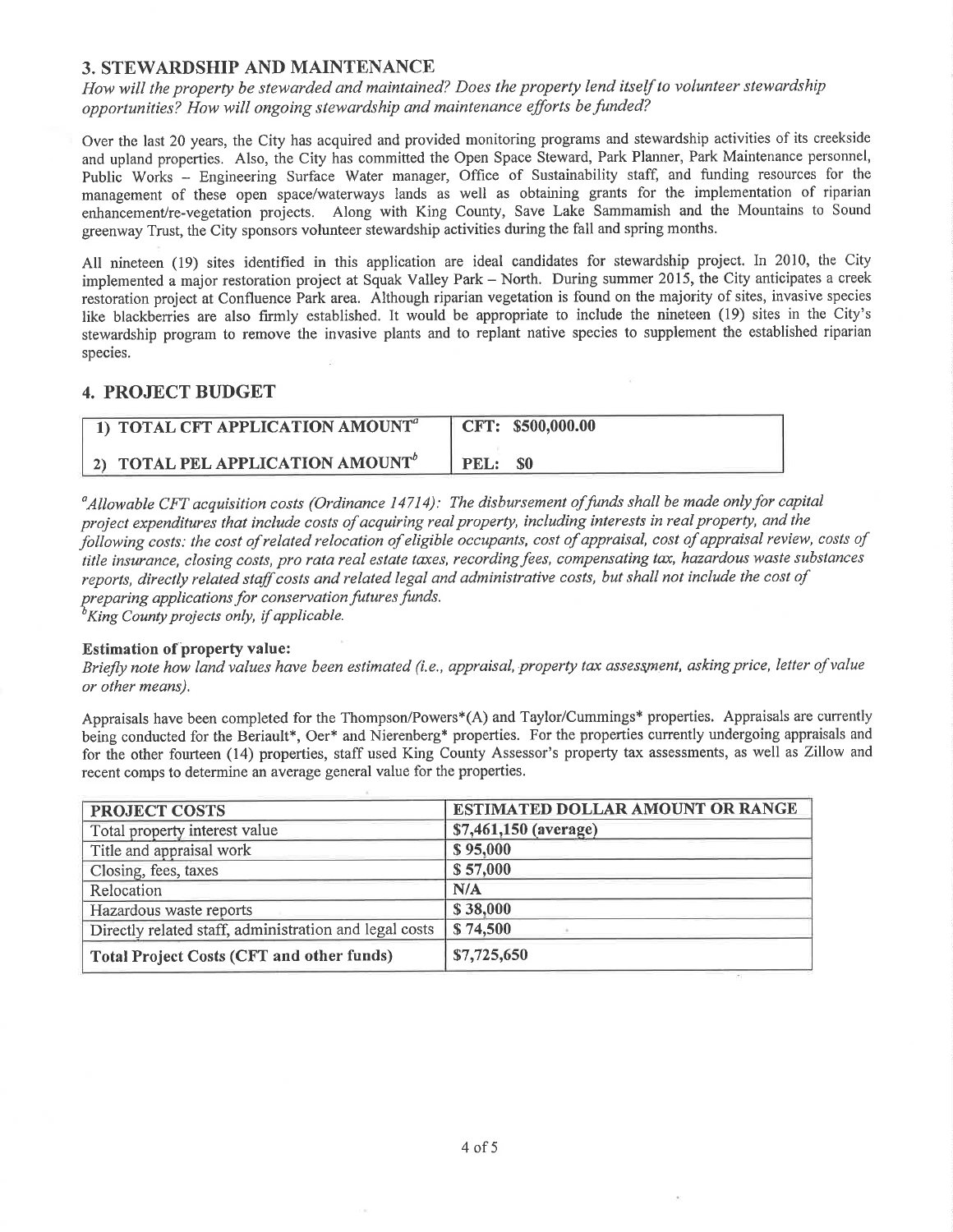## 3. STEWARDSHIP AND MAINTENANCE

*How will the property be stewarded and maintained? Does the property lend itself to volunteer stewardship opportunities? How will ongoing stewardship and maintenance efforts be funded?*

Over the last 20 years, the City has acquired and provided monitoring programs and stewardship activities of its creekside and upland properties. Also, the City has committed the Open Space Steward, Park Planner, Park Maintenance personnel, Public Works – Engineering Surface Water manager, Office of Sustainability staff, and funding resources for the management of these open space/waterways lands as well as obtaining grants for the implementation of riparian enhancement/re-vegetation projects. Along with King County, Save Lake Sammamish and the Mountains to Sound greenway Trust, the City sponsors volunteer stewardship activities during the fall and spring months.

All nineteen (19) sites identified in this application are ideal candidates for stewardship project. In 2010, the City implemented a major restoration project at Squak Valley Park – North. During summer 2015, the City anticipates a creek restoration project at Confluence Park area. Although riparian vegetation is found on the majority of sites, invasive species like blackberries are also firmly established. It would be appropriate to include the nineteen (19) sites in the City's stewardship program to remove the invasive plants and to replant native species to supplement the established riparian species.

## 4. PROJECT BUDGET

| | |
|---|---|
| 1) TOTAL CFT APPLICATION AMOUNT[a] | CFT: $500,000.00 |
| 2) TOTAL PEL APPLICATION AMOUNT[b] | PEL: $0 |

*[a]Allowable CFT acquisition costs (Ordinance 14714): The disbursement of funds shall be made only for capital project expenditures that include costs of acquiring real property, including interests in real property, and the following costs: the cost of related relocation of eligible occupants, cost of appraisal, cost of appraisal review, costs of title insurance, closing costs, pro rata real estate taxes, recording fees, compensating tax, hazardous waste substances reports, directly related staff costs and related legal and administrative costs, but shall not include the cost of preparing applications for conservation futures funds.*
*[b]King County projects only, if applicable.*

**Estimation of property value:**
*Briefly note how land values have been estimated (i.e., appraisal, property tax assessment, asking price, letter of value or other means).*

Appraisals have been completed for the Thompson/Powers*(A) and Taylor/Cummings* properties. Appraisals are currently being conducted for the Beriault*, Oer* and Nierenberg* properties. For the properties currently undergoing appraisals and for the other fourteen (14) properties, staff used King County Assessor's property tax assessments, as well as Zillow and recent comps to determine an average general value for the properties.

| PROJECT COSTS | ESTIMATED DOLLAR AMOUNT OR RANGE |
|---|---|
| Total property interest value | $7,461,150 (average) |
| Title and appraisal work | $ 95,000 |
| Closing, fees, taxes | $ 57,000 |
| Relocation | N/A |
| Hazardous waste reports | $ 38,000 |
| Directly related staff, administration and legal costs | $ 74,500 |
| **Total Project Costs (CFT and other funds)** | $7,725,650 |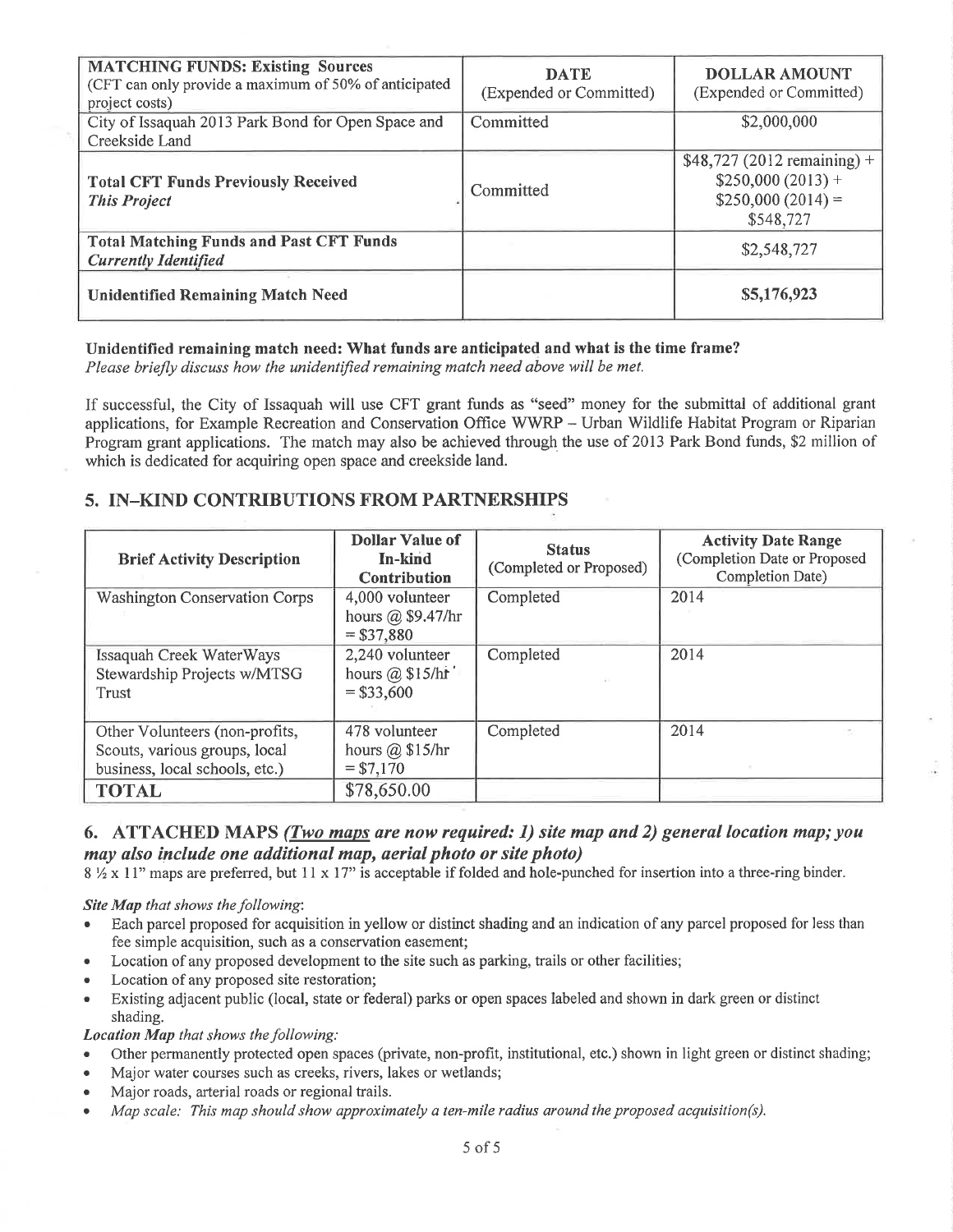| **MATCHING FUNDS: Existing Sources** (CFT can only provide a maximum of 50% of anticipated project costs) | **DATE** (Expended or Committed) | **DOLLAR AMOUNT** (Expended or Committed) |
|---|---|---|
| City of Issaquah 2013 Park Bond for Open Space and Creekside Land | Committed | $2,000,000 |
| **Total CFT Funds Previously Received** ***This Project*** | Committed | $48,727 (2012 remaining) + $250,000 (2013) + $250,000 (2014) = $548,727 |
| **Total Matching Funds and Past CFT Funds** ***Currently Identified*** | | $2,548,727 |
| **Unidentified Remaining Match Need** | | **$5,176,923** |

**Unidentified remaining match need: What funds are anticipated and what is the time frame?**
*Please briefly discuss how the unidentified remaining match need above will be met.*

If successful, the City of Issaquah will use CFT grant funds as "seed" money for the submittal of additional grant applications, for Example Recreation and Conservation Office WWRP – Urban Wildlife Habitat Program or Riparian Program grant applications. The match may also be achieved through the use of 2013 Park Bond funds, $2 million of which is dedicated for acquiring open space and creekside land.

## 5. IN–KIND CONTRIBUTIONS FROM PARTNERSHIPS

| **Brief Activity Description** | **Dollar Value of In-kind Contribution** | **Status** (Completed or Proposed) | **Activity Date Range** (Completion Date or Proposed Completion Date) |
|---|---|---|---|
| Washington Conservation Corps | 4,000 volunteer hours @ $9.47/hr = $37,880 | Completed | 2014 |
| Issaquah Creek WaterWays Stewardship Projects w/MTSG Trust | 2,240 volunteer hours @ $15/hr = $33,600 | Completed | 2014 |
| Other Volunteers (non-profits, Scouts, various groups, local business, local schools, etc.) | 478 volunteer hours @ $15/hr = $7,170 | Completed | 2014 |
| **TOTAL** | $78,650.00 | | |

## 6. ATTACHED MAPS *(Two maps are now required: 1) site map and 2) general location map; you may also include one additional map, aerial photo or site photo)*

8 ½ x 11" maps are preferred, but 11 x 17" is acceptable if folded and hole-punched for insertion into a three-ring binder.

***Site Map** that shows the following*:

- Each parcel proposed for acquisition in yellow or distinct shading and an indication of any parcel proposed for less than fee simple acquisition, such as a conservation easement;
- Location of any proposed development to the site such as parking, trails or other facilities;
- Location of any proposed site restoration;
- Existing adjacent public (local, state or federal) parks or open spaces labeled and shown in dark green or distinct shading.

***Location Map** that shows the following:*

- Other permanently protected open spaces (private, non-profit, institutional, etc.) shown in light green or distinct shading;
- Major water courses such as creeks, rivers, lakes or wetlands;
- Major roads, arterial roads or regional trails.
- *Map scale: This map should show approximately a ten-mile radius around the proposed acquisition(s).*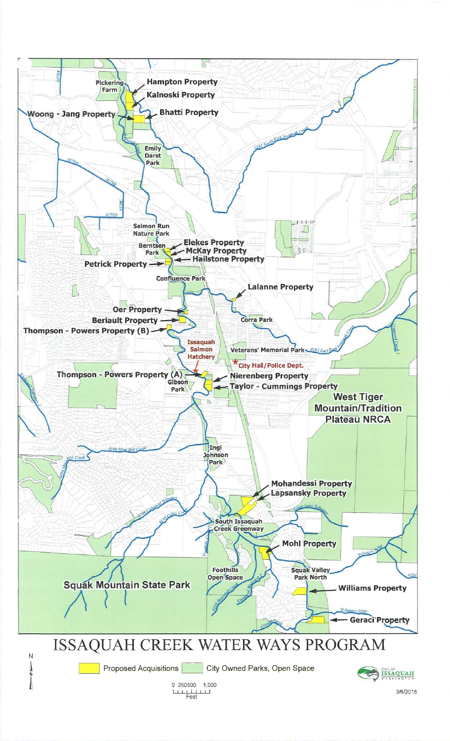# ISSAQUAH CREEK WATER WAYS PROGRAM

Pickering Farm

Hampton Property

Kalnoski Property

Woong - Jang Property

Bhatti Property

Emily Darst Park

Salmon Run Nature Park

Berntsen Park

Elekes Property

McKay Property

Hailstone Property

Petrick Property

Confluence Park

Lalanne Property

Oer Property

Beriault Property

Thompson - Powers Property (B)

Corra Park

Issaquah Salmon Hatchery

Veterans' Memorial Park

City Hall/Police Dept.

Thompson - Powers Property (A)

Gibson Park

Nierenberg Property

Taylor - Cummings Property

West Tiger Mountain/Tradition Plateau NRCA

Ingi Johnson Park

Mohandessi Property

Lapsansky Property

South Issaquah Creek Greenway

Mohl Property

Foothills Open Space

Squak Valley Park North

Squak Mountain State Park

Williams Property

Geraci Property

Proposed Acquisitions

City Owned Parks, Open Space

0 250 500 1,000 Feet

CITY OF ISSAQUAH WASHINGTON

3/6/2015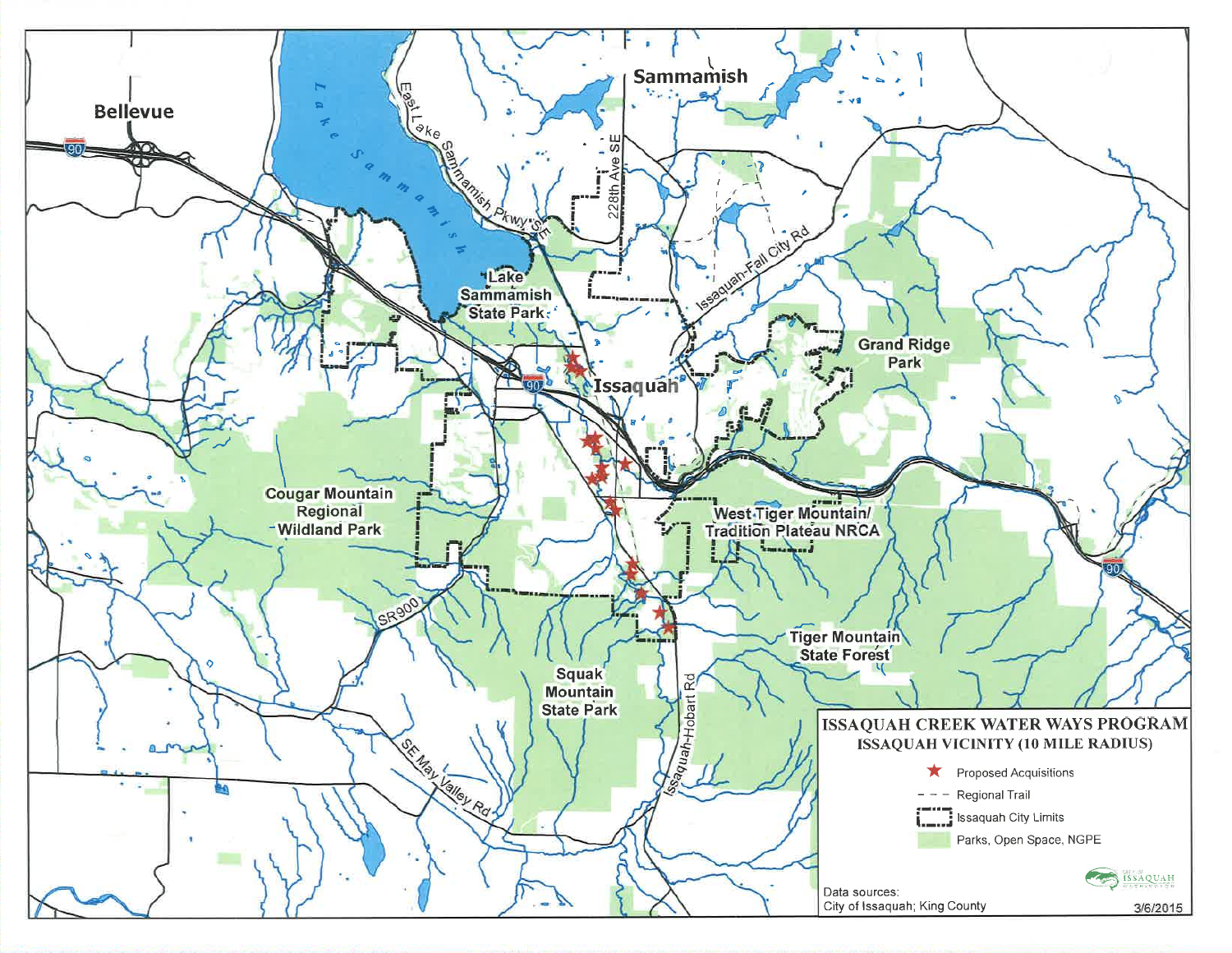# ISSAQUAH CREEK WATER WAYS PROGRAM

## ISSAQUAH VICINITY (10 MILE RADIUS)

★ Proposed Acquisitions

- - - Regional Trail

Issaquah City Limits

Parks, Open Space, NGPE

Bellevue

Sammamish

Issaquah

Lake Sammamish

Lake Sammamish State Park

East Lake Sammamish Pkwy SE

228th Ave SE

Issaquah-Fall City Rd

Grand Ridge Park

Cougar Mountain Regional Wildland Park

West Tiger Mountain/ Tradition Plateau NRCA

Tiger Mountain State Forest

Squak Mountain State Park

SR900

SE May Valley Rd

Issaquah-Hobart Rd

90

Data sources:
City of Issaquah; King County

City of Issaquah Washington

3/6/2015